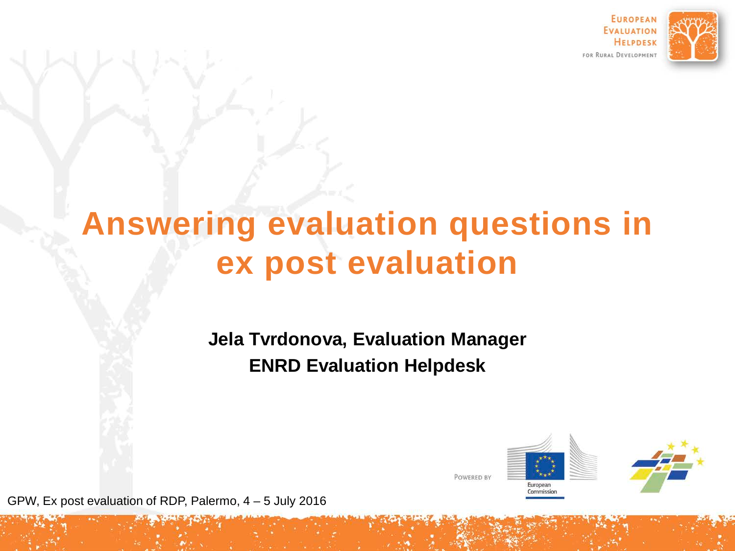# Answering evaluation questions in ex post evaluation

**Jela Tvrdonova, Evaluation Manager**

**ENRD Evaluation Helpdesk**

GPW, Ex post evaluation of RDP, Palermo, 4 – 5 July 2016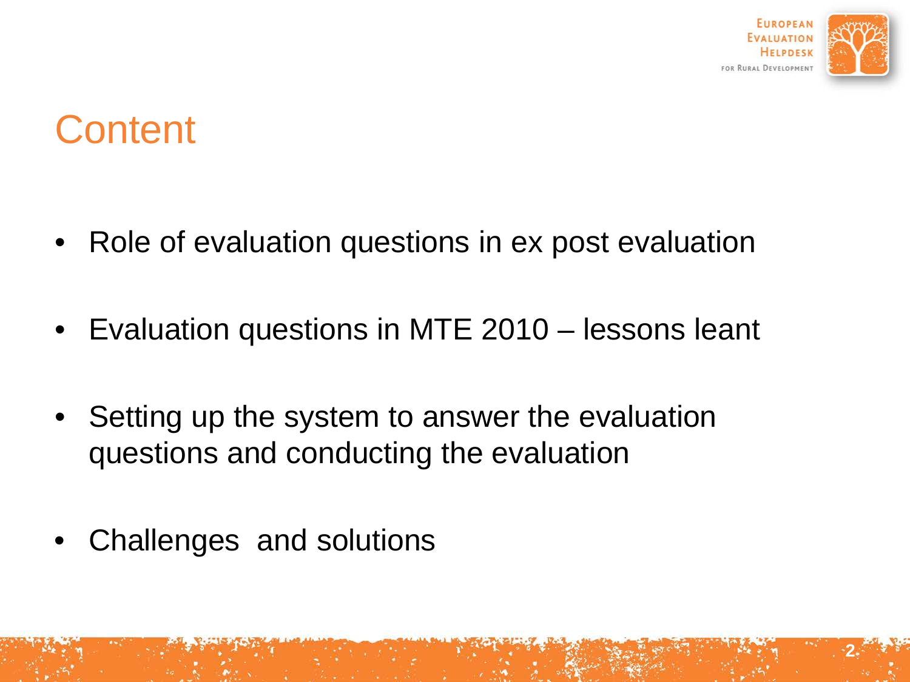# Content

- Role of evaluation questions in ex post evaluation
- Evaluation questions in MTE 2010 – lessons leant
- Setting up the system to answer the evaluation questions and conducting the evaluation
- Challenges  and solutions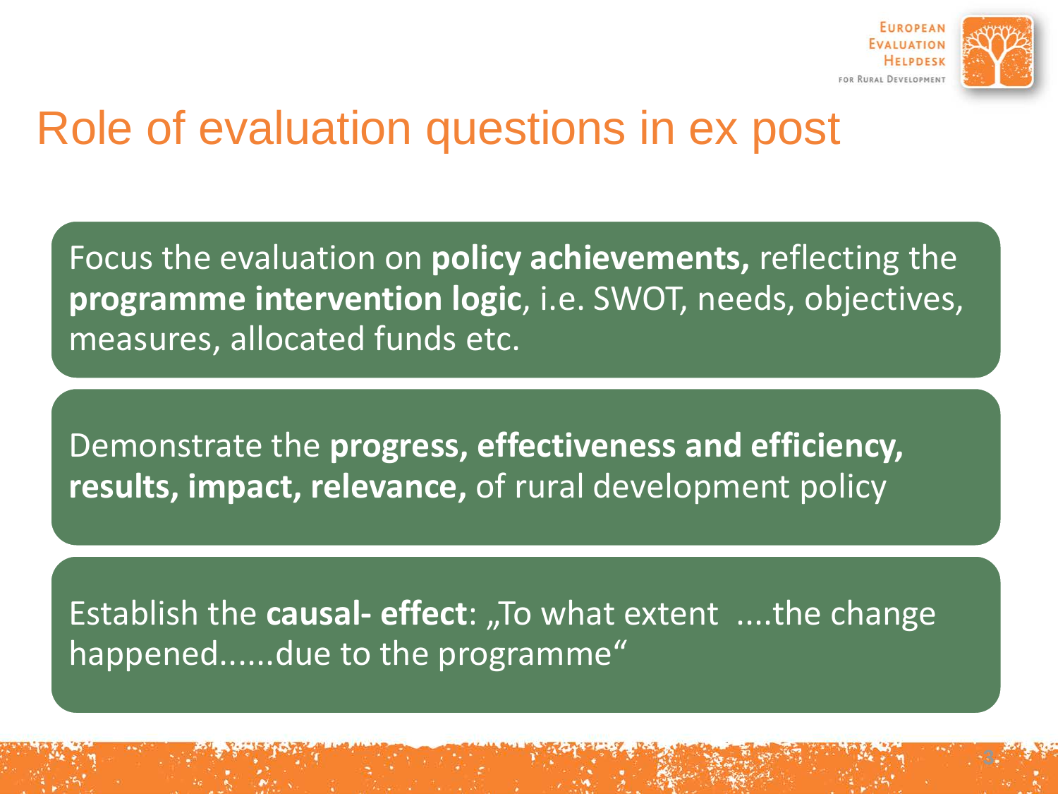# Role of evaluation questions in ex post

Focus the evaluation on **policy achievements,** reflecting the **programme intervention logic**, i.e. SWOT, needs, objectives, measures, allocated funds etc.

Demonstrate the **progress, effectiveness and efficiency, results, impact, relevance,** of rural development policy

Establish the **causal- effect**: „To what extent ....the change happened......due to the programme"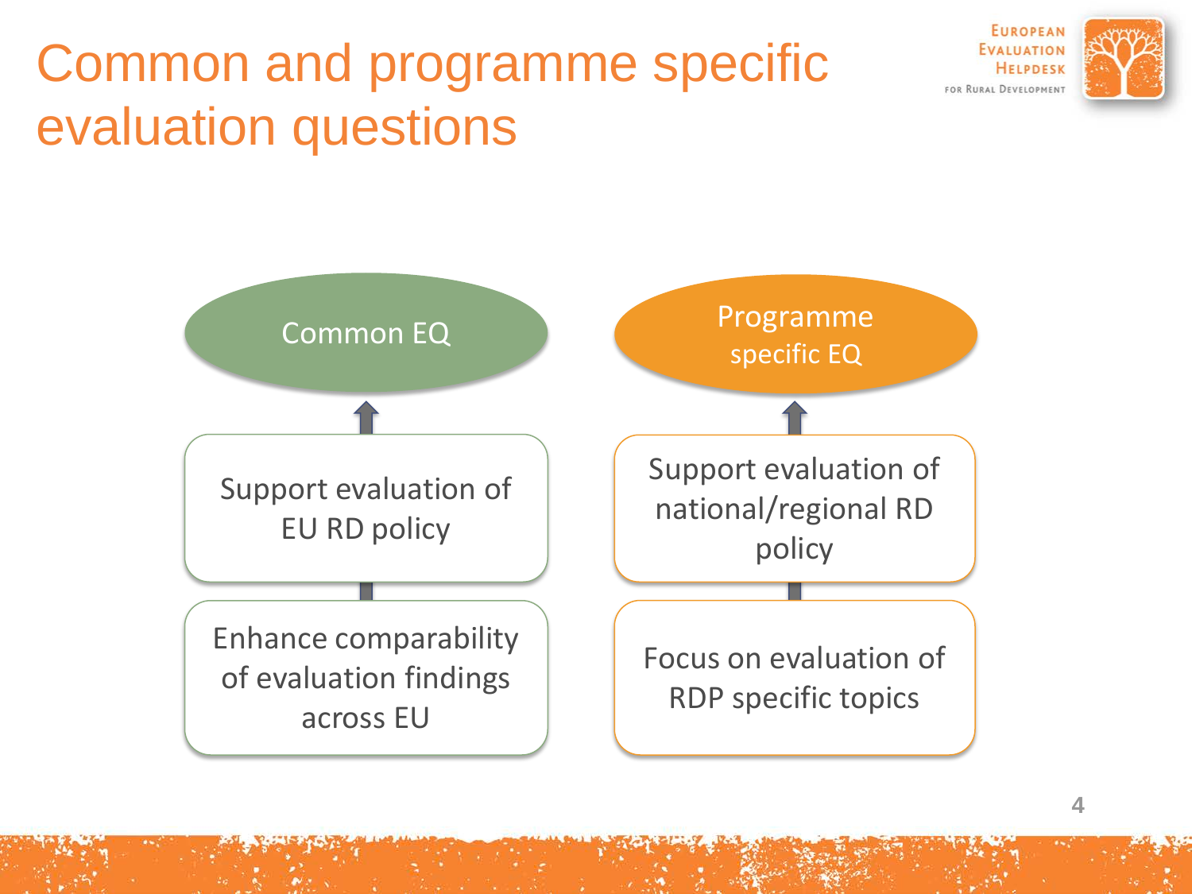# Common and programme specific evaluation questions

EUROPEAN EVALUATION HELPDESK FOR RURAL DEVELOPMENT

**Common EQ**

- Support evaluation of EU RD policy
- Enhance comparability of evaluation findings across EU

**Programme specific EQ**

- Support evaluation of national/regional RD policy
- Focus on evaluation of RDP specific topics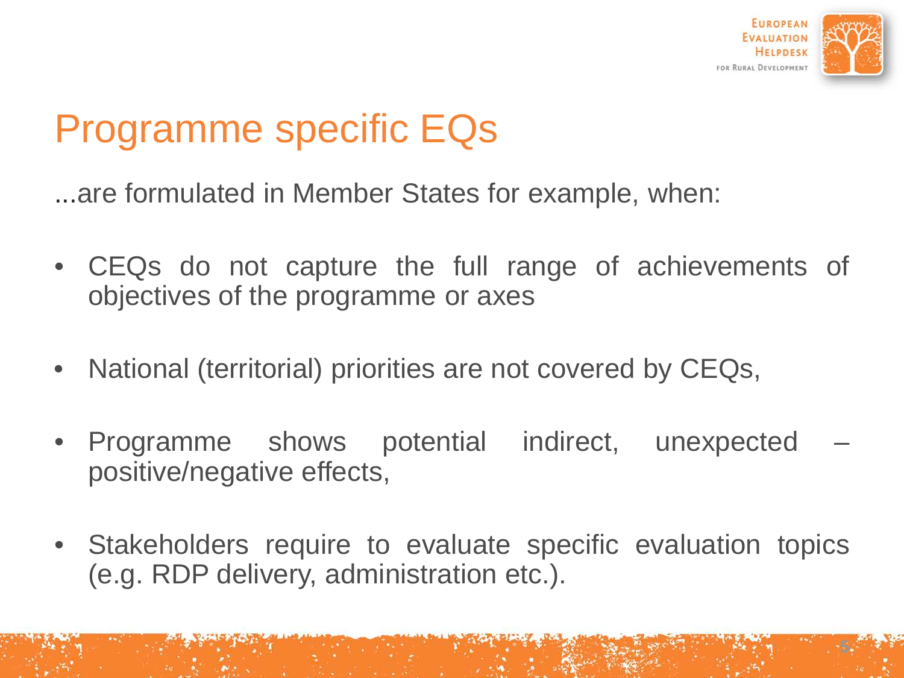# Programme specific EQs

...are formulated in Member States for example, when:

- CEQs do not capture the full range of achievements of objectives of the programme or axes
- National (territorial) priorities are not covered by CEQs,
- Programme shows potential indirect, unexpected – positive/negative effects,
- Stakeholders require to evaluate specific evaluation topics (e.g. RDP delivery, administration etc.).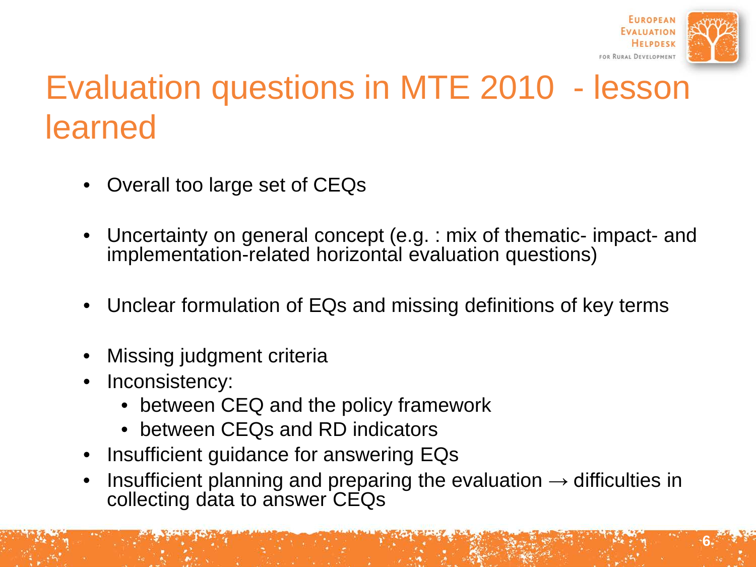# Evaluation questions in MTE 2010 - lesson learned

- Overall too large set of CEQs
- Uncertainty on general concept (e.g. : mix of thematic- impact- and implementation-related horizontal evaluation questions)
- Unclear formulation of EQs and missing definitions of key terms
- Missing judgment criteria
- Inconsistency:
  - between CEQ and the policy framework
  - between CEQs and RD indicators
- Insufficient guidance for answering EQs
- Insufficient planning and preparing the evaluation → difficulties in collecting data to answer CEQs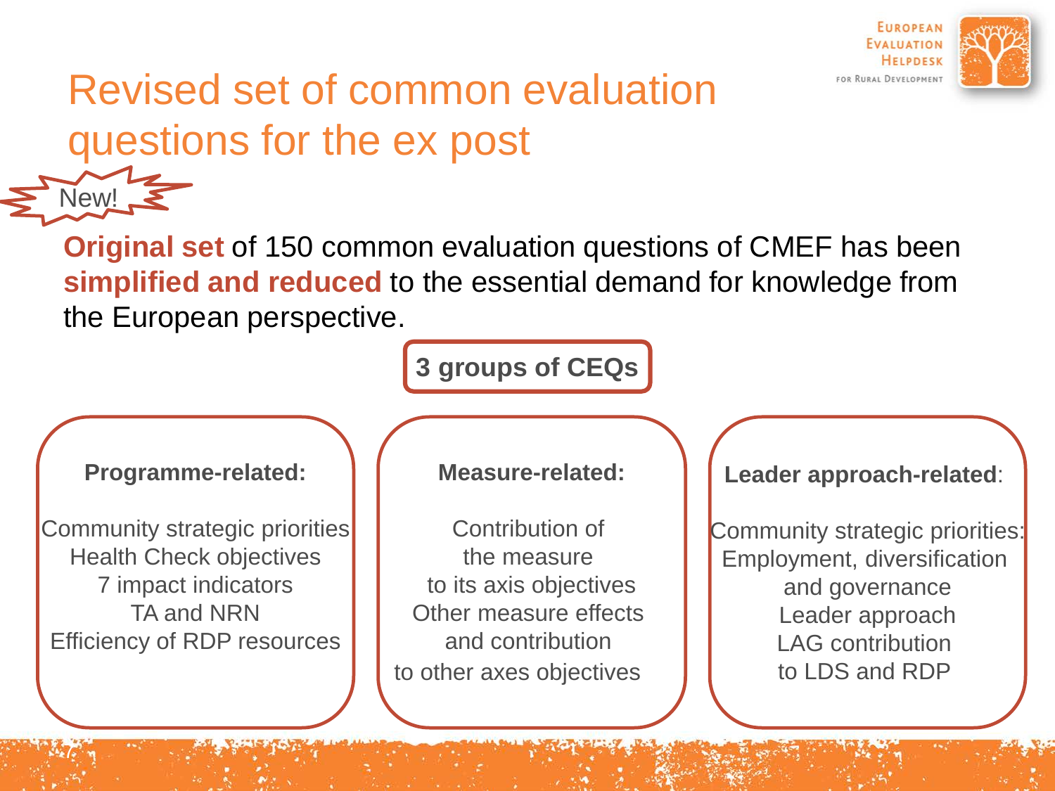# Revised set of common evaluation questions for the ex post

New!

**Original set** of 150 common evaluation questions of CMEF has been **simplified and reduced** to the essential demand for knowledge from the European perspective.

**3 groups of CEQs**

**Programme-related:**

Community strategic priorities
Health Check objectives
7 impact indicators
TA and NRN
Efficiency of RDP resources

**Measure-related:**

Contribution of the measure to its axis objectives
Other measure effects and contribution to other axes objectives

**Leader approach-related**:

Community strategic priorities: Employment, diversification and governance
Leader approach
LAG contribution to LDS and RDP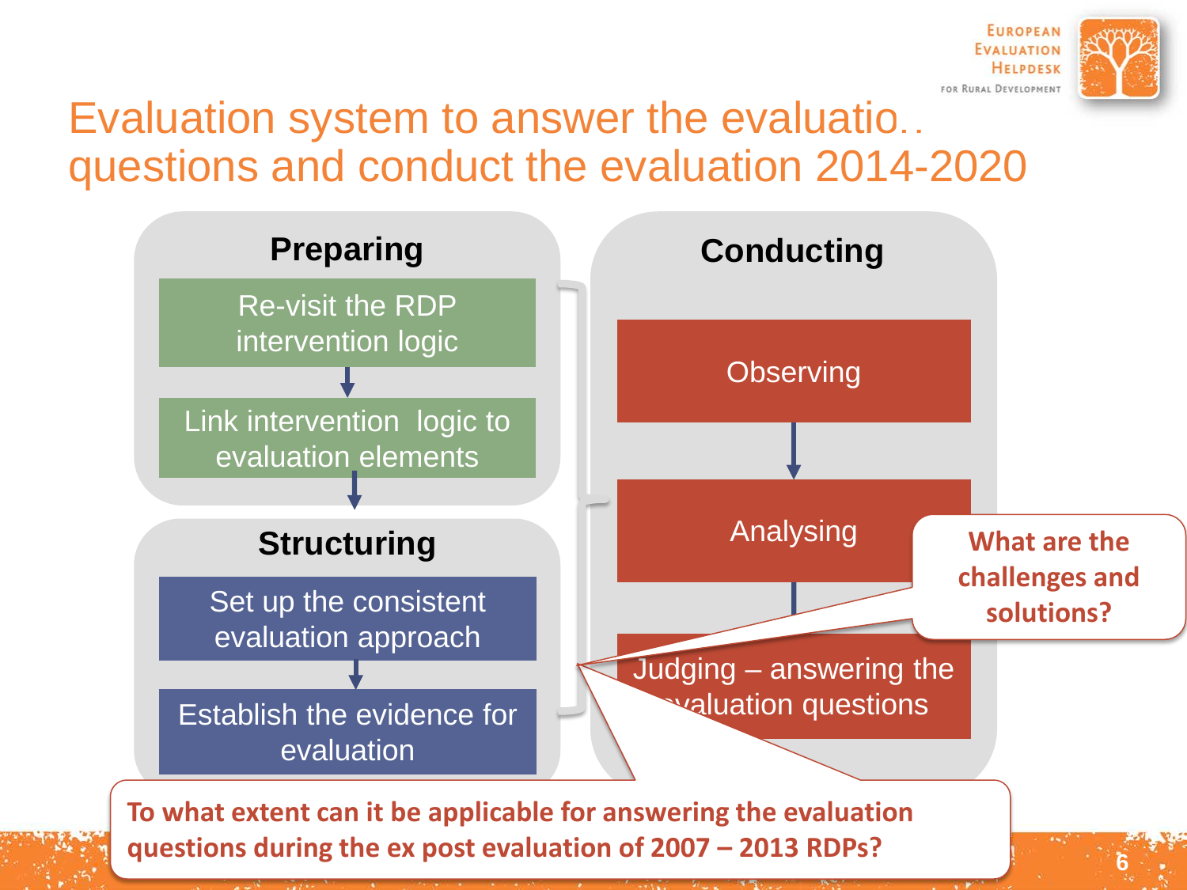# Evaluation system to answer the evaluatio.. questions and conduct the evaluation 2014-2020

## Preparing

- Re-visit the RDP intervention logic
- Link intervention logic to evaluation elements

## Structuring

- Set up the consistent evaluation approach
- Establish the evidence for evaluation

## Conducting

- Observing
- Analysing
- Judging – answering the evaluation questions

**What are the challenges and solutions?**

**To what extent can it be applicable for answering the evaluation questions during the ex post evaluation of 2007 – 2013 RDPs?**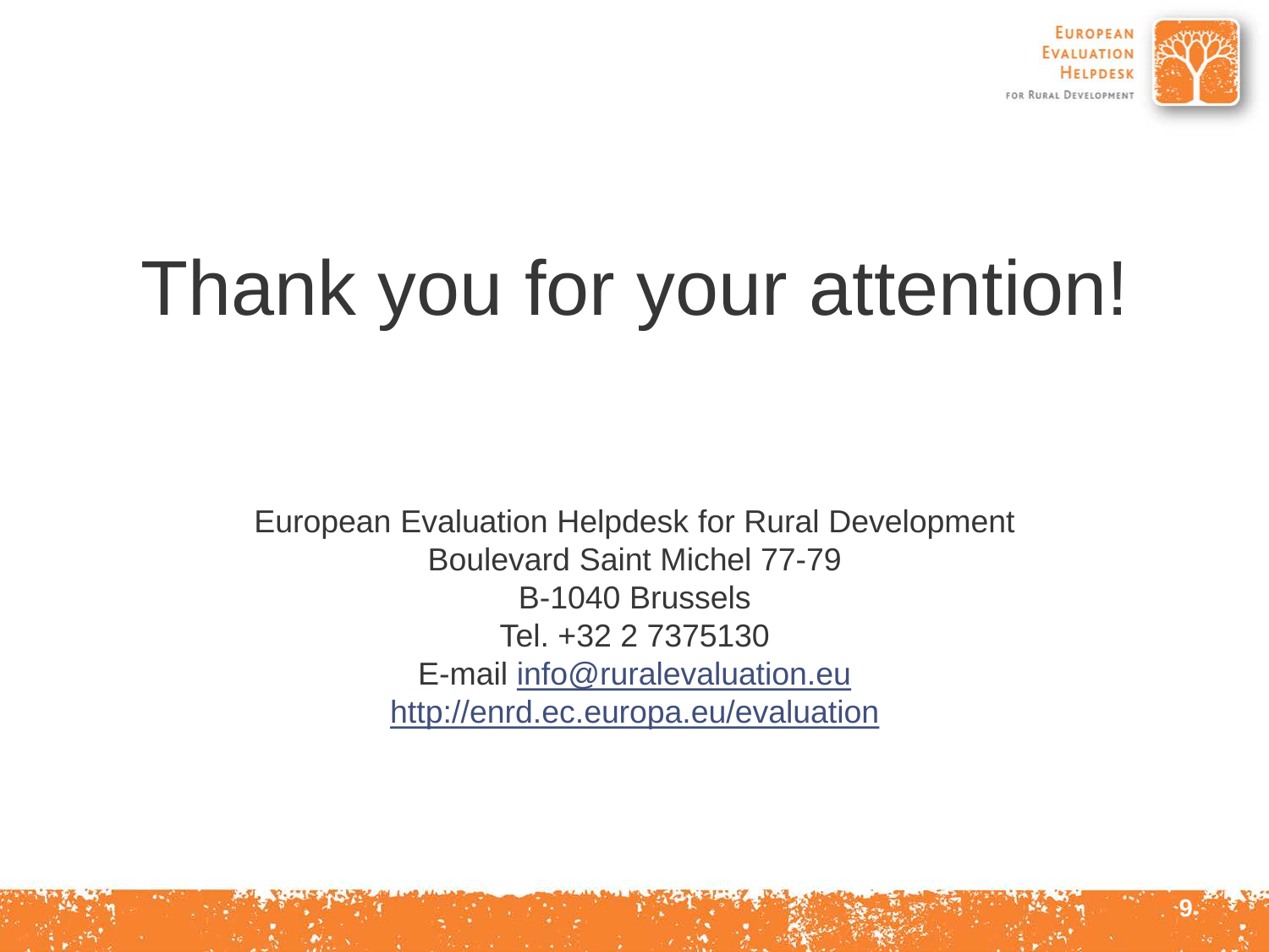# Thank you for your attention!

European Evaluation Helpdesk for Rural Development
Boulevard Saint Michel 77-79
B-1040 Brussels
Tel. +32 2 7375130
E-mail info@ruralevaluation.eu
http://enrd.ec.europa.eu/evaluation